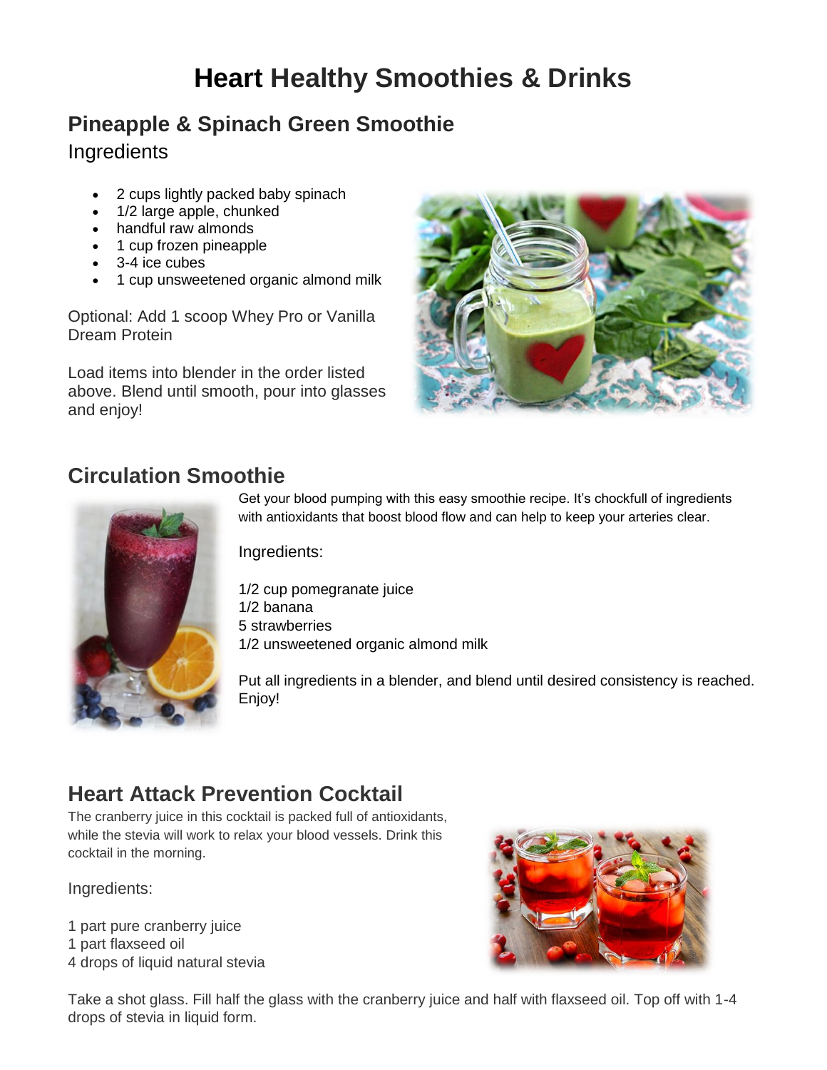# Heart Healthy Smoothies & Drinks

## Pineapple & Spinach Green Smoothie

### Ingredients

- 2 cups lightly packed baby spinach
- 1/2 large apple, chunked
- handful raw almonds
- 1 cup frozen pineapple
- 3-4 ice cubes
- 1 cup unsweetened organic almond milk

Optional: Add 1 scoop Whey Pro or Vanilla Dream Protein

Load items into blender in the order listed above. Blend until smooth, pour into glasses and enjoy!

## Circulation Smoothie

Get your blood pumping with this easy smoothie recipe. It's chockfull of ingredients with antioxidants that boost blood flow and can help to keep your arteries clear.

Ingredients:

1/2 cup pomegranate juice
1/2 banana
5 strawberries
1/2 unsweetened organic almond milk

Put all ingredients in a blender, and blend until desired consistency is reached. Enjoy!

## Heart Attack Prevention Cocktail

The cranberry juice in this cocktail is packed full of antioxidants, while the stevia will work to relax your blood vessels. Drink this cocktail in the morning.

Ingredients:

1 part pure cranberry juice
1 part flaxseed oil
4 drops of liquid natural stevia

Take a shot glass. Fill half the glass with the cranberry juice and half with flaxseed oil. Top off with 1-4 drops of stevia in liquid form.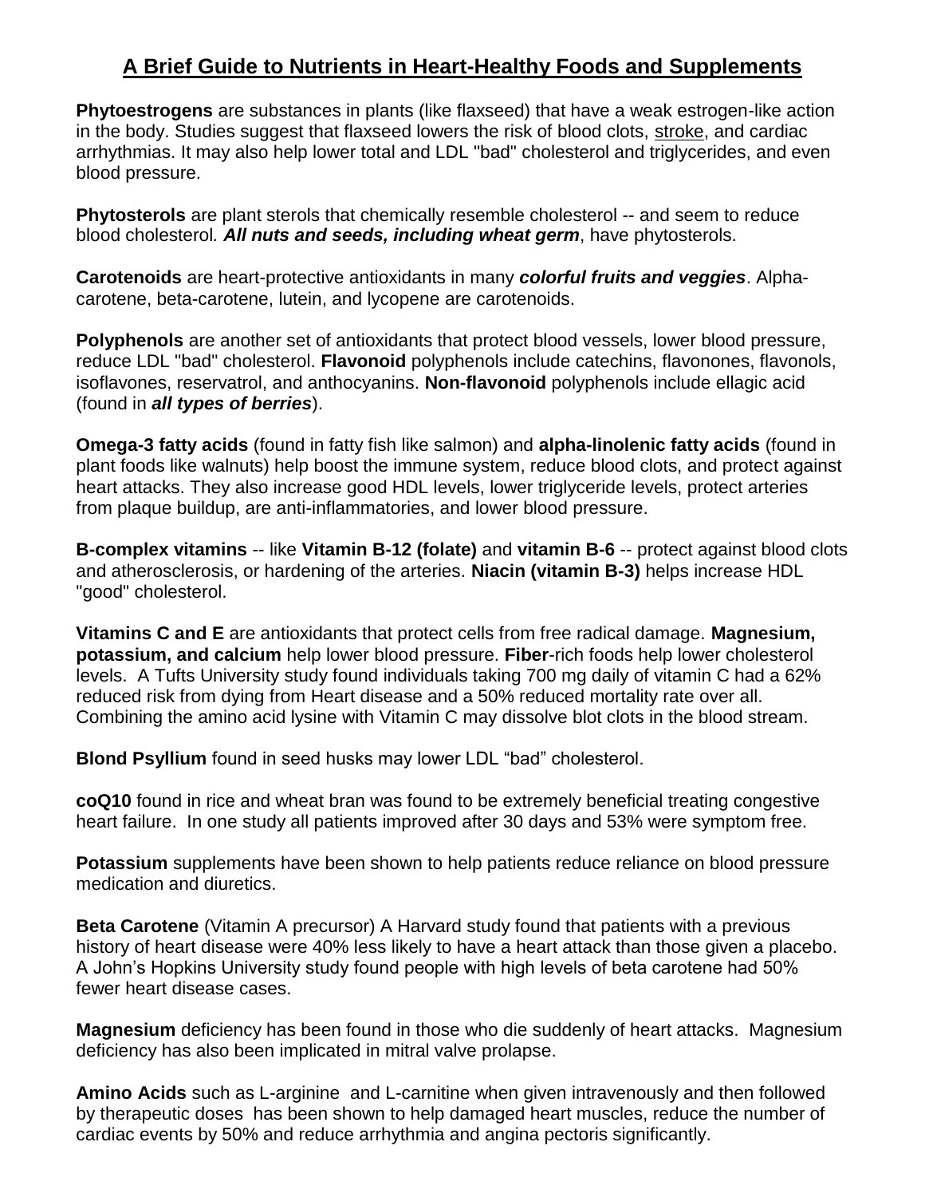## A Brief Guide to Nutrients in Heart-Healthy Foods and Supplements

**Phytoestrogens** are substances in plants (like flaxseed) that have a weak estrogen-like action in the body. Studies suggest that flaxseed lowers the risk of blood clots, stroke, and cardiac arrhythmias. It may also help lower total and LDL "bad" cholesterol and triglycerides, and even blood pressure.

**Phytosterols** are plant sterols that chemically resemble cholesterol -- and seem to reduce blood cholesterol. ***All nuts and seeds, including wheat germ***, have phytosterols.

**Carotenoids** are heart-protective antioxidants in many ***colorful fruits and veggies***. Alpha-carotene, beta-carotene, lutein, and lycopene are carotenoids.

**Polyphenols** are another set of antioxidants that protect blood vessels, lower blood pressure, reduce LDL "bad" cholesterol. **Flavonoid** polyphenols include catechins, flavonones, flavonols, isoflavones, reservatrol, and anthocyanins. **Non-flavonoid** polyphenols include ellagic acid (found in ***all types of berries***).

**Omega-3 fatty acids** (found in fatty fish like salmon) and **alpha-linolenic fatty acids** (found in plant foods like walnuts) help boost the immune system, reduce blood clots, and protect against heart attacks. They also increase good HDL levels, lower triglyceride levels, protect arteries from plaque buildup, are anti-inflammatories, and lower blood pressure.

**B-complex vitamins** -- like **Vitamin B-12 (folate)** and **vitamin B-6** -- protect against blood clots and atherosclerosis, or hardening of the arteries. **Niacin (vitamin B-3)** helps increase HDL "good" cholesterol.

**Vitamins C and E** are antioxidants that protect cells from free radical damage. **Magnesium, potassium, and calcium** help lower blood pressure. **Fiber**-rich foods help lower cholesterol levels. A Tufts University study found individuals taking 700 mg daily of vitamin C had a 62% reduced risk from dying from Heart disease and a 50% reduced mortality rate over all. Combining the amino acid lysine with Vitamin C may dissolve blot clots in the blood stream.

**Blond Psyllium** found in seed husks may lower LDL "bad" cholesterol.

**coQ10** found in rice and wheat bran was found to be extremely beneficial treating congestive heart failure. In one study all patients improved after 30 days and 53% were symptom free.

**Potassium** supplements have been shown to help patients reduce reliance on blood pressure medication and diuretics.

**Beta Carotene** (Vitamin A precursor) A Harvard study found that patients with a previous history of heart disease were 40% less likely to have a heart attack than those given a placebo. A John's Hopkins University study found people with high levels of beta carotene had 50% fewer heart disease cases.

**Magnesium** deficiency has been found in those who die suddenly of heart attacks. Magnesium deficiency has also been implicated in mitral valve prolapse.

**Amino Acids** such as L-arginine and L-carnitine when given intravenously and then followed by therapeutic doses has been shown to help damaged heart muscles, reduce the number of cardiac events by 50% and reduce arrhythmia and angina pectoris significantly.